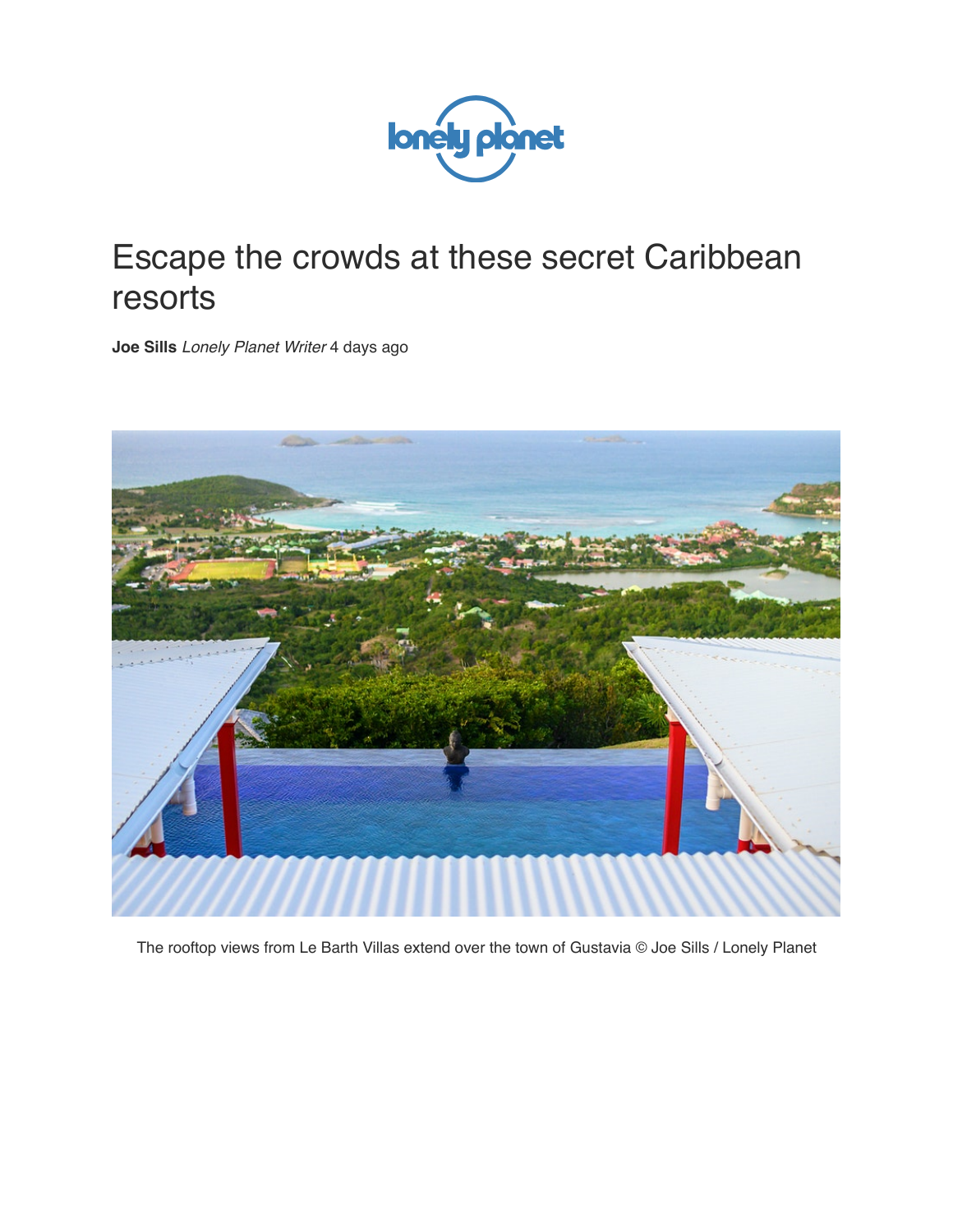# Escape the crowds at these secret Caribbean resorts

**Joe Sills** *Lonely Planet Writer* 4 days ago

The rooftop views from Le Barth Villas extend over the town of Gustavia © Joe Sills / Lonely Planet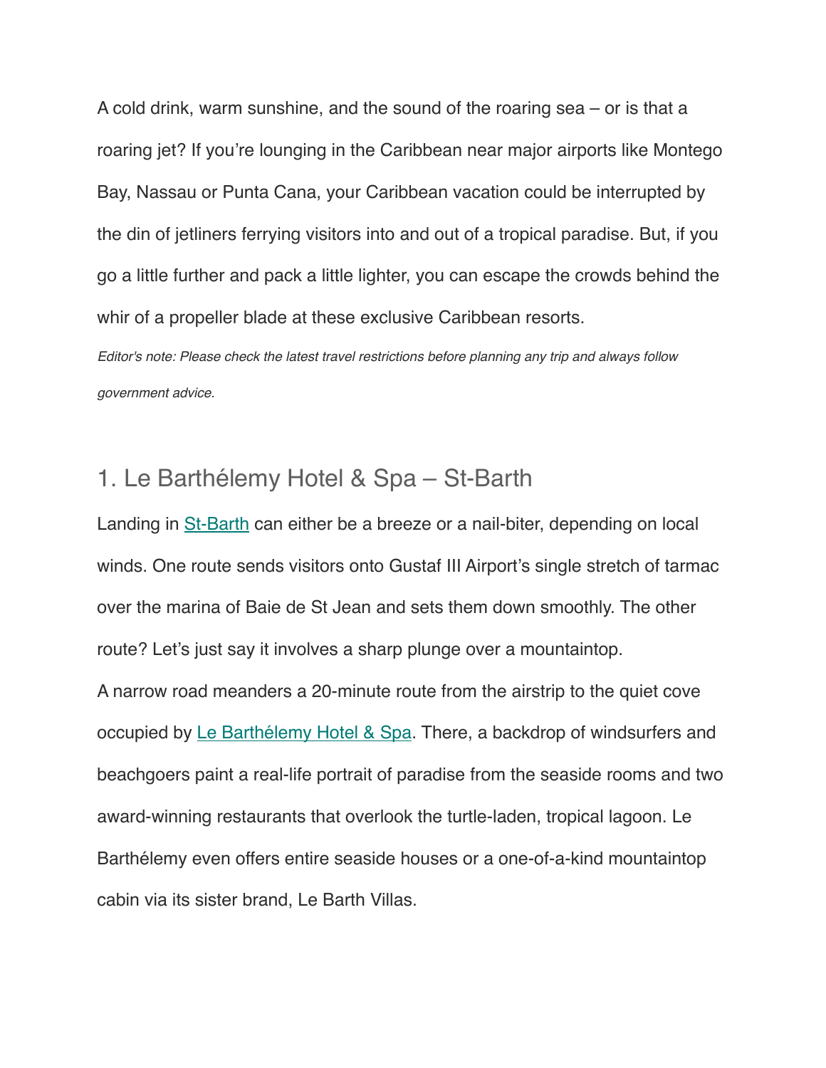A cold drink, warm sunshine, and the sound of the roaring sea – or is that a roaring jet? If you're lounging in the Caribbean near major airports like Montego Bay, Nassau or Punta Cana, your Caribbean vacation could be interrupted by the din of jetliners ferrying visitors into and out of a tropical paradise. But, if you go a little further and pack a little lighter, you can escape the crowds behind the whir of a propeller blade at these exclusive Caribbean resorts.

*Editor's note: Please check the latest travel restrictions before planning any trip and always follow government advice.*

## 1. Le Barthélemy Hotel & Spa – St-Barth

Landing in St-Barth can either be a breeze or a nail-biter, depending on local winds. One route sends visitors onto Gustaf III Airport's single stretch of tarmac over the marina of Baie de St Jean and sets them down smoothly. The other route? Let's just say it involves a sharp plunge over a mountaintop.

A narrow road meanders a 20-minute route from the airstrip to the quiet cove occupied by Le Barthélemy Hotel & Spa. There, a backdrop of windsurfers and beachgoers paint a real-life portrait of paradise from the seaside rooms and two award-winning restaurants that overlook the turtle-laden, tropical lagoon. Le Barthélemy even offers entire seaside houses or a one-of-a-kind mountaintop cabin via its sister brand, Le Barth Villas.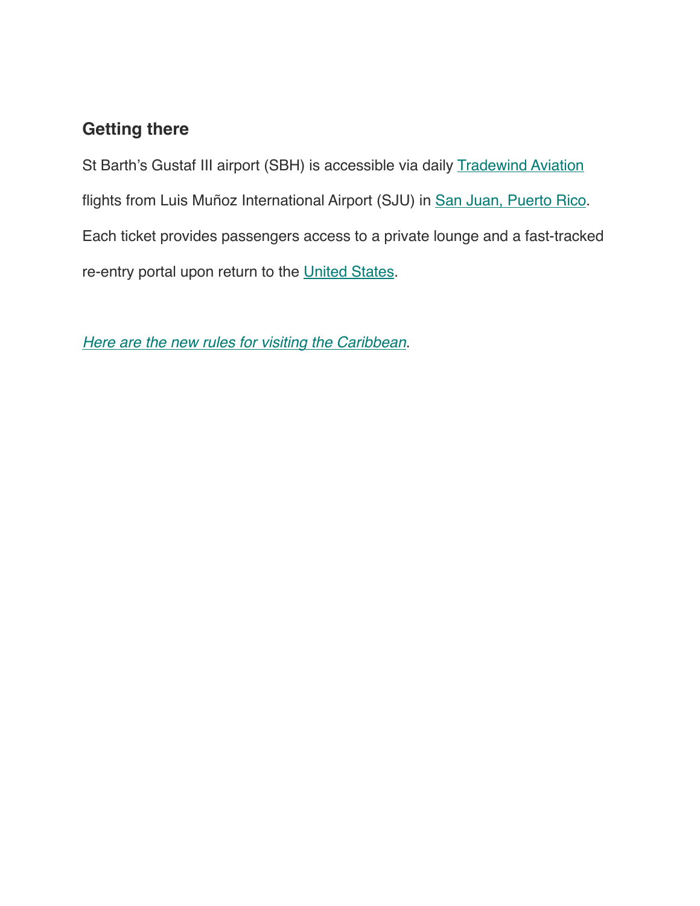## Getting there

St Barth's Gustaf III airport (SBH) is accessible via daily Tradewind Aviation flights from Luis Muñoz International Airport (SJU) in San Juan, Puerto Rico. Each ticket provides passengers access to a private lounge and a fast-tracked re-entry portal upon return to the United States.

*Here are the new rules for visiting the Caribbean*.